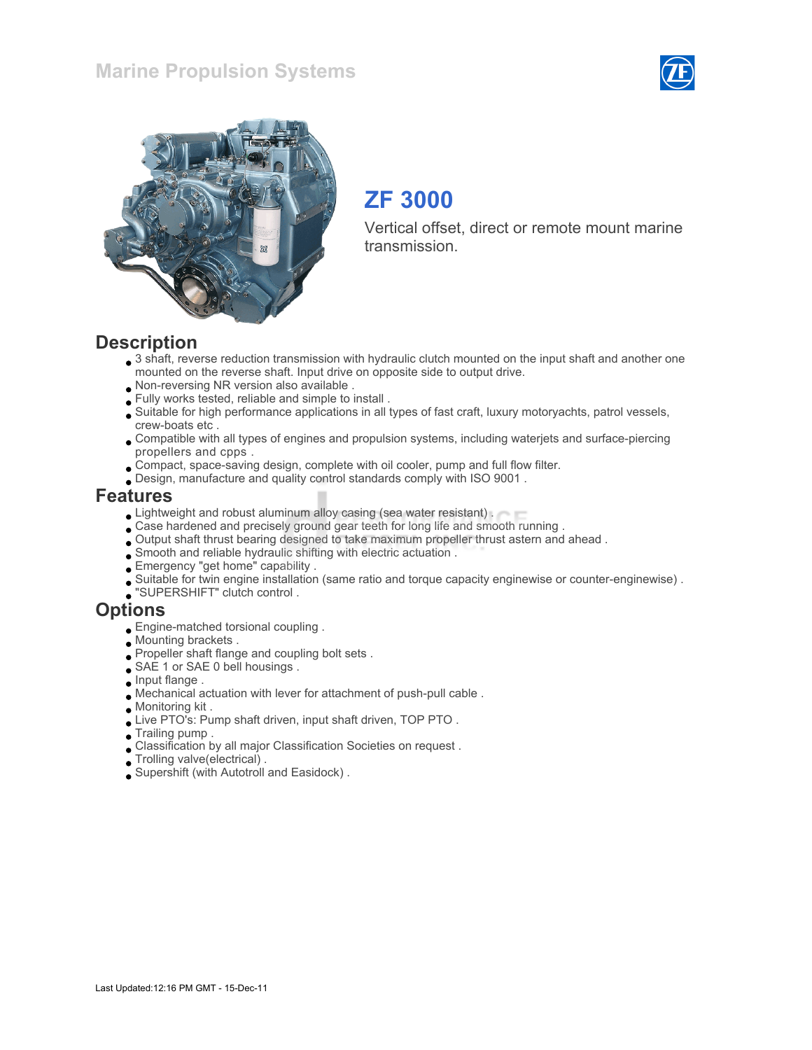# Marine Propulsion Systems

## ZF 3000

Vertical offset, direct or remote mount marine transmission.

## Description

- 3 shaft, reverse reduction transmission with hydraulic clutch mounted on the input shaft and another one mounted on the reverse shaft. Input drive on opposite side to output drive.
- Non-reversing NR version also available .
- Fully works tested, reliable and simple to install .
- Suitable for high performance applications in all types of fast craft, luxury motoryachts, patrol vessels, crew-boats etc .
- Compatible with all types of engines and propulsion systems, including waterjets and surface-piercing propellers and cpps .
- Compact, space-saving design, complete with oil cooler, pump and full flow filter.
- Design, manufacture and quality control standards comply with ISO 9001 .

## Features

- Lightweight and robust aluminum alloy casing (sea water resistant) .
- Case hardened and precisely ground gear teeth for long life and smooth running .
- Output shaft thrust bearing designed to take maximum propeller thrust astern and ahead .
- Smooth and reliable hydraulic shifting with electric actuation .
- Emergency "get home" capability .
- Suitable for twin engine installation (same ratio and torque capacity enginewise or counter-enginewise) .
- "SUPERSHIFT" clutch control .

## Options

- Engine-matched torsional coupling .
- Mounting brackets .
- Propeller shaft flange and coupling bolt sets .
- SAE 1 or SAE 0 bell housings .
- Input flange .
- Mechanical actuation with lever for attachment of push-pull cable .
- Monitoring kit .
- Live PTO's: Pump shaft driven, input shaft driven, TOP PTO .
- Trailing pump .
- Classification by all major Classification Societies on request .
- Trolling valve(electrical) .
- Supershift (with Autotroll and Easidock) .

Last Updated:12:16 PM GMT - 15-Dec-11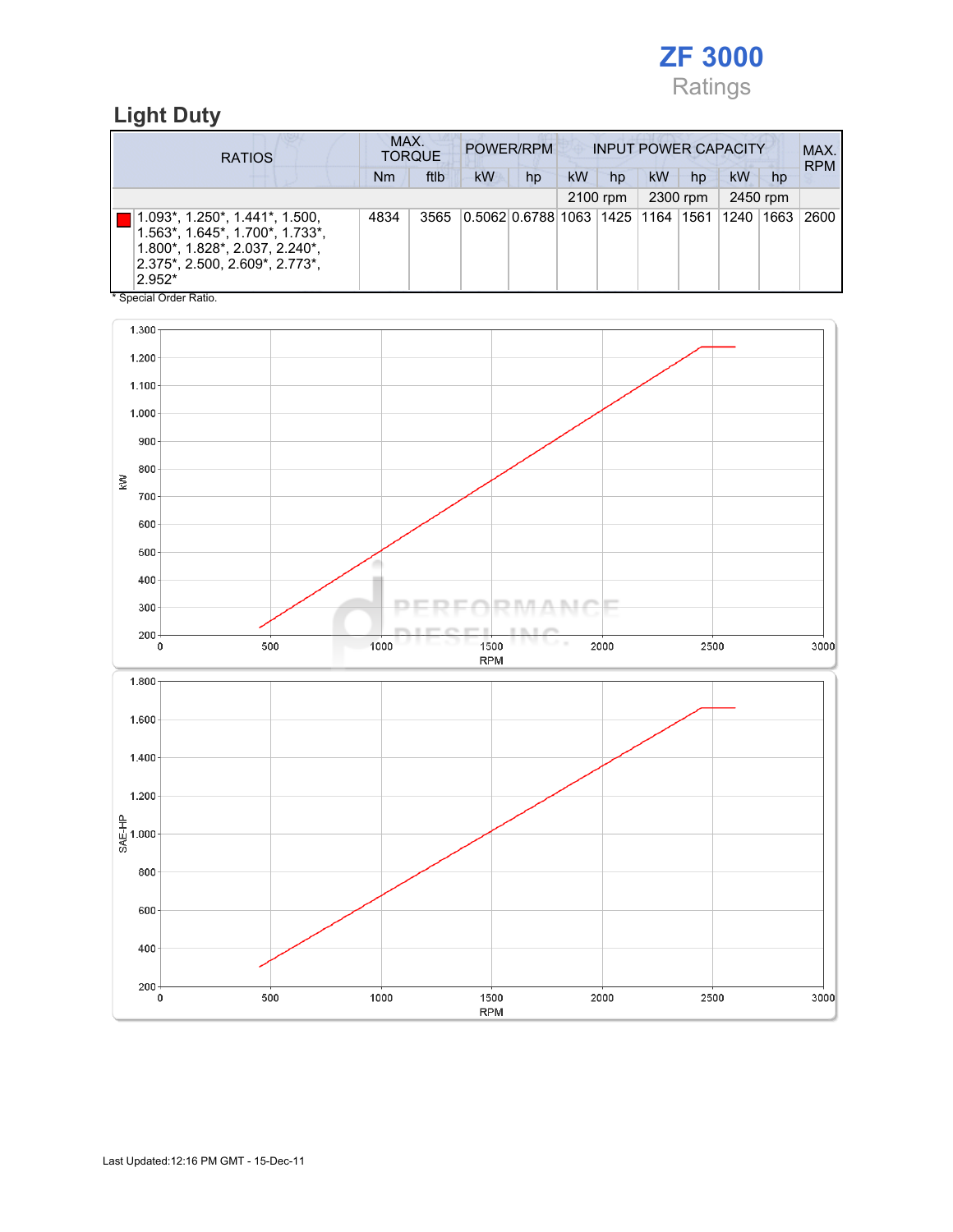# ZF 3000

Ratings

## Light Duty

| RATIOS | MAX. TORQUE | | POWER/RPM | | INPUT POWER CAPACITY | | | | | | MAX. RPM |
|---|---|---|---|---|---|---|---|---|---|---|---|
| | Nm | ftlb | kW | hp | kW | hp | kW | hp | kW | hp | |
| | | | | | 2100 rpm | | 2300 rpm | | 2450 rpm | | |
| 1.093*, 1.250*, 1.441*, 1.500, 1.563*, 1.645*, 1.700*, 1.733*, 1.800*, 1.828*, 2.037, 2.240*, 2.375*, 2.500, 2.609*, 2.773*, 2.952* | 4834 | 3565 | 0.5062 | 0.6788 | 1063 | 1425 | 1164 | 1561 | 1240 | 1663 | 2600 |

* Special Order Ratio.

Last Updated:12:16 PM GMT - 15-Dec-11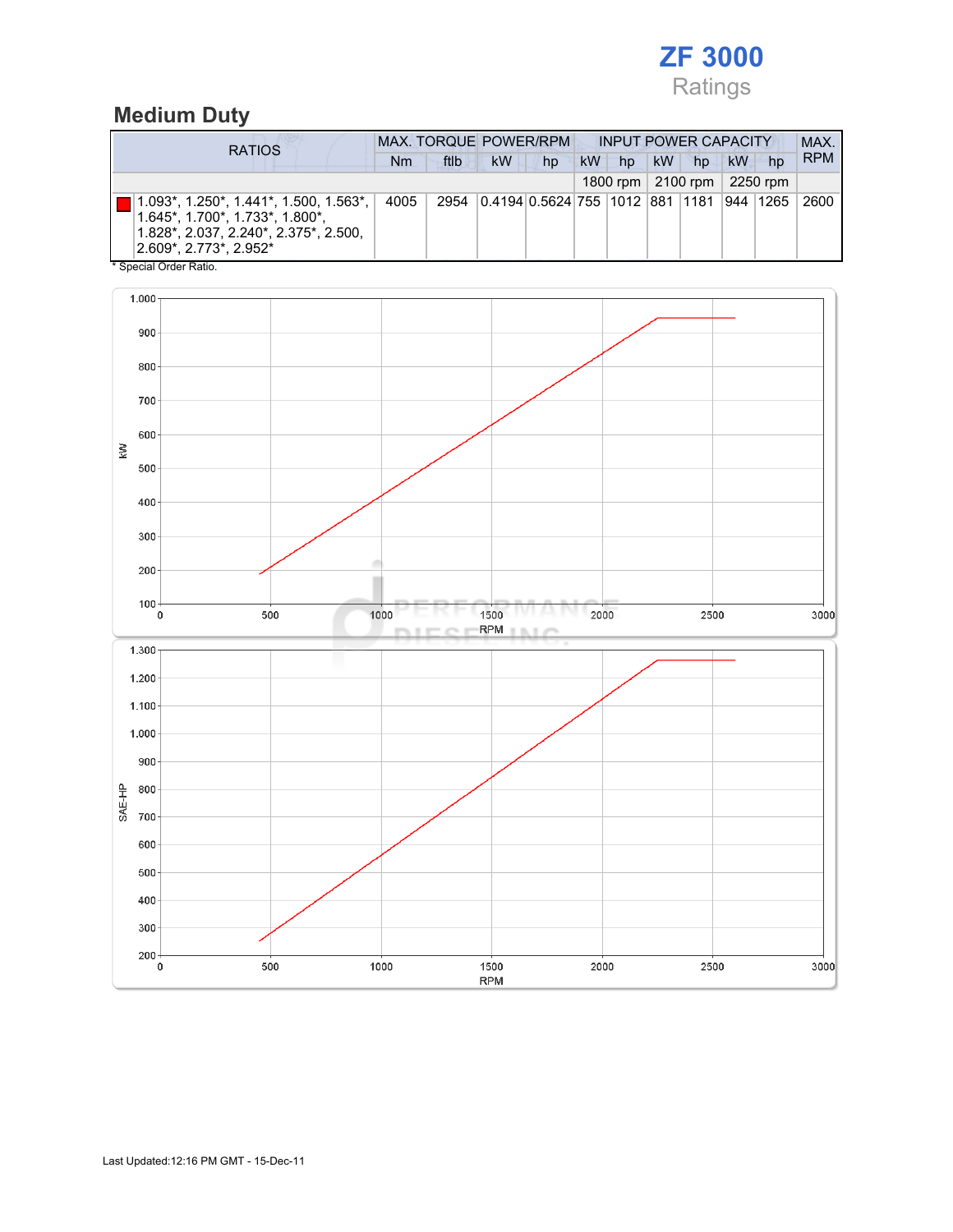# ZF 3000

Ratings

## Medium Duty

| RATIOS | MAX. TORQUE | | POWER/RPM | | INPUT POWER CAPACITY | | | | | | MAX. RPM |
|---|---|---|---|---|---|---|---|---|---|---|---|
| | Nm | ftlb | kW | hp | kW | hp | kW | hp | kW | hp | |
| | | | | | 1800 rpm | | 2100 rpm | | 2250 rpm | | |
| 1.093*, 1.250*, 1.441*, 1.500, 1.563*, 1.645*, 1.700*, 1.733*, 1.800*, 1.828*, 2.037, 2.240*, 2.375*, 2.500, 2.609*, 2.773*, 2.952* | 4005 | 2954 | 0.4194 | 0.5624 | 755 | 1012 | 881 | 1181 | 944 | 1265 | 2600 |

* Special Order Ratio.

Last Updated:12:16 PM GMT - 15-Dec-11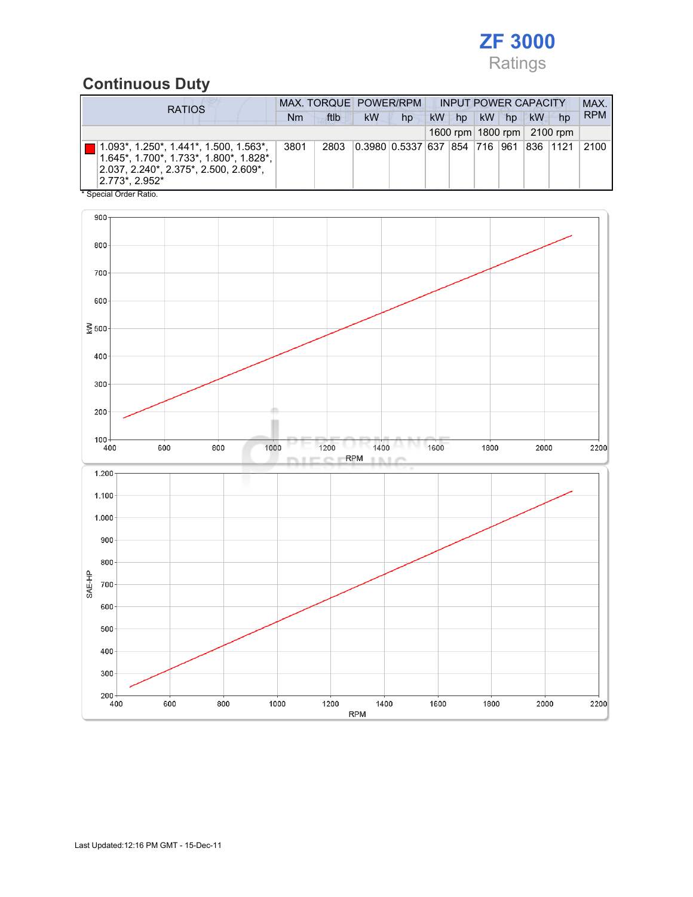# ZF 3000

Ratings

## Continuous Duty

| RATIOS | MAX. TORQUE | | POWER/RPM | | INPUT POWER CAPACITY | | | | | | MAX. RPM |
|---|---|---|---|---|---|---|---|---|---|---|---|
| | Nm | ftlb | kW | hp | kW | hp | kW | hp | kW | hp | |
| | | | | | 1600 rpm | | 1800 rpm | | 2100 rpm | | |
| 1.093*, 1.250*, 1.441*, 1.500, 1.563*, 1.645*, 1.700*, 1.733*, 1.800*, 1.828*, 2.037, 2.240*, 2.375*, 2.500, 2.609*, 2.773*, 2.952* | 3801 | 2803 | 0.3980 | 0.5337 | 637 | 854 | 716 | 961 | 836 | 1121 | 2100 |

\* Special Order Ratio.

Last Updated:12:16 PM GMT - 15-Dec-11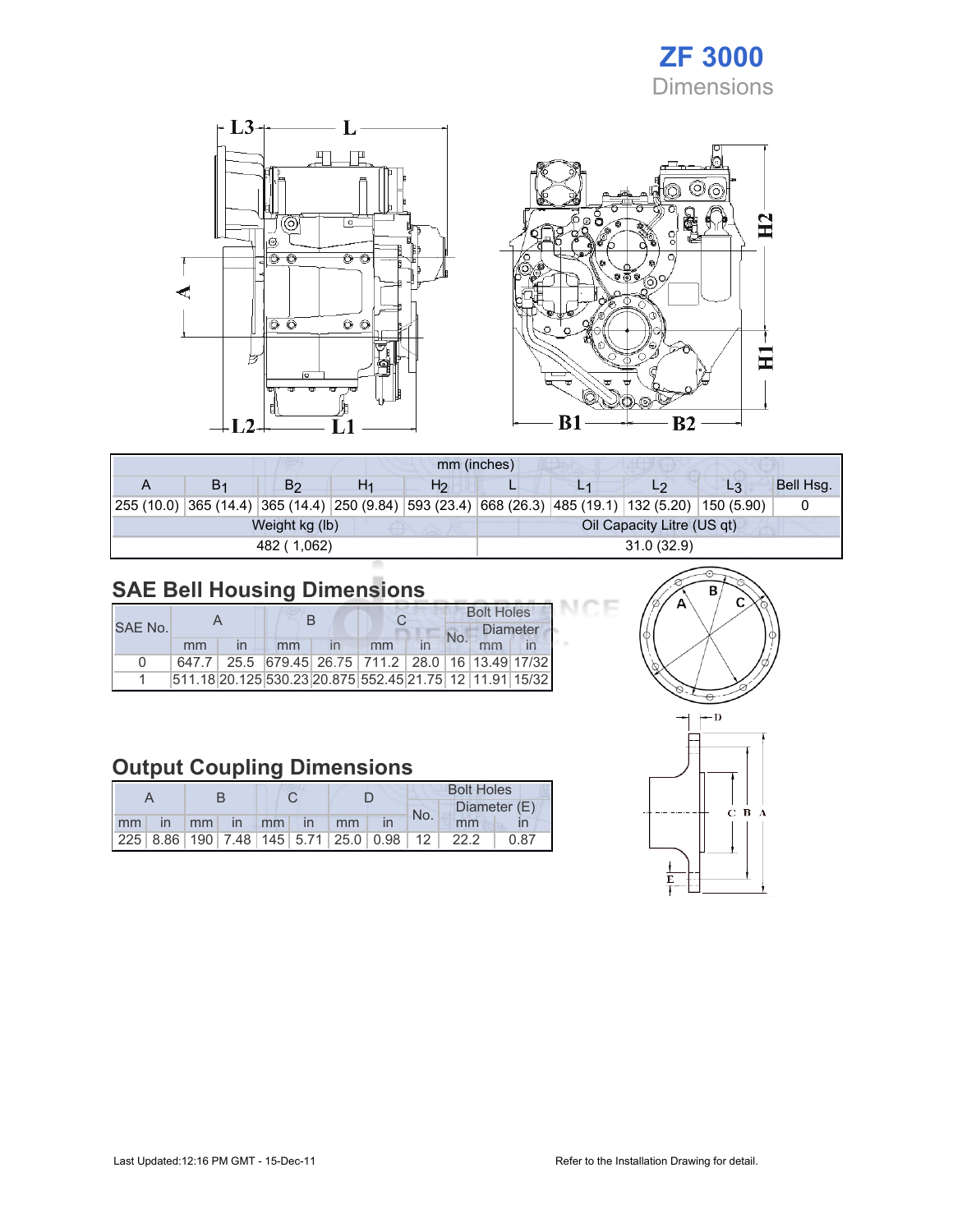# ZF 3000

## Dimensions

| mm (inches) | | | | | | | | | |
|---|---|---|---|---|---|---|---|---|---|
| A | $B_1$ | $B_2$ | $H_1$ | $H_2$ | L | $L_1$ | $L_2$ | $L_3$ | Bell Hsg. |
| 255 (10.0) | 365 (14.4) | 365 (14.4) | 250 (9.84) | 593 (23.4) | 668 (26.3) | 485 (19.1) | 132 (5.20) | 150 (5.90) | 0 |
| Weight kg (lb) | | | | | Oil Capacity Litre (US qt) | | | | |
| 482 ( 1,062) | | | | | 31.0 (32.9) | | | | |

## SAE Bell Housing Dimensions

| SAE No. | A | | B | | C | | Bolt Holes | | |
|---|---|---|---|---|---|---|---|---|---|
| | | | | | | | No. | Diameter | |
| | mm | in | mm | in | mm | in | | mm | in |
| 0 | 647.7 | 25.5 | 679.45 | 26.75 | 711.2 | 28.0 | 16 | 13.49 | 17/32 |
| 1 | 511.18 | 20.125 | 530.23 | 20.875 | 552.45 | 21.75 | 12 | 11.91 | 15/32 |

## Output Coupling Dimensions

| A | | B | | C | | D | | Bolt Holes | | |
|---|---|---|---|---|---|---|---|---|---|---|
| | | | | | | | | No. | Diameter (E) | |
| mm | in | mm | in | mm | in | mm | in | | mm | in |
| 225 | 8.86 | 190 | 7.48 | 145 | 5.71 | 25.0 | 0.98 | 12 | 22.2 | 0.87 |

Last Updated:12:16 PM GMT - 15-Dec-11

Refer to the Installation Drawing for detail.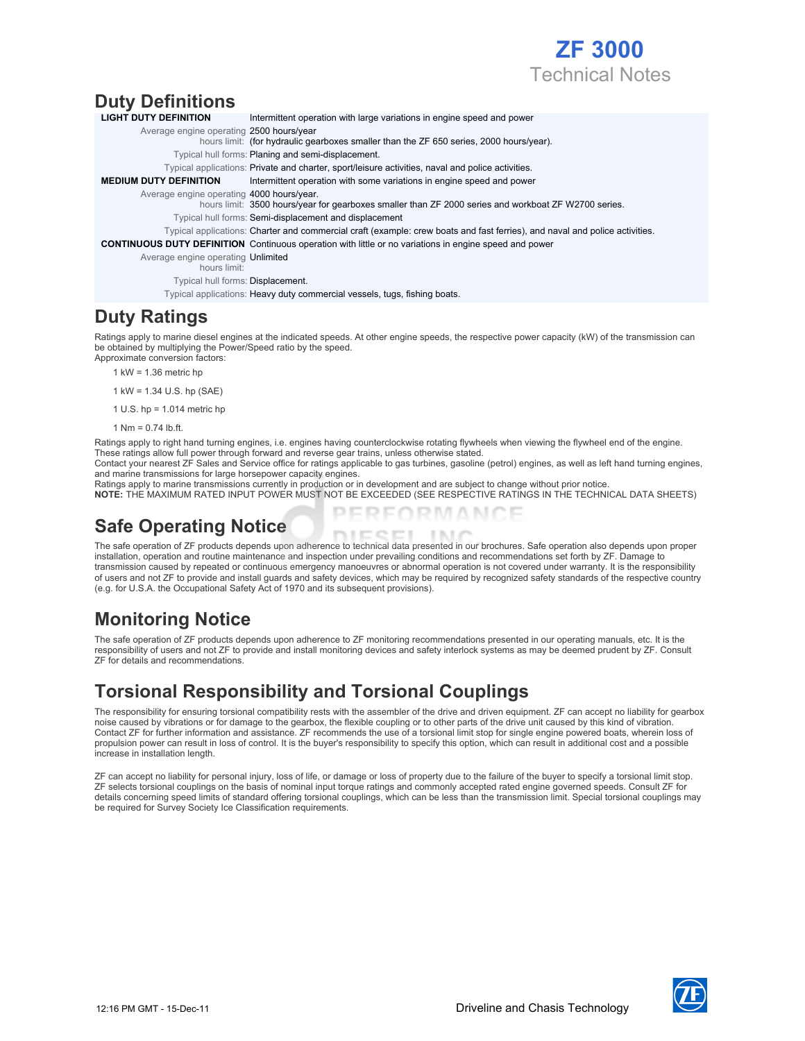# ZF 3000

## Technical Notes

## Duty Definitions

| | |
|---|---|
| **LIGHT DUTY DEFINITION** | Intermittent operation with large variations in engine speed and power |
| Average engine operating hours limit: | 2500 hours/year (for hydraulic gearboxes smaller than the ZF 650 series, 2000 hours/year). |
| Typical hull forms: | Planing and semi-displacement. |
| Typical applications: | Private and charter, sport/leisure activities, naval and police activities. |
| **MEDIUM DUTY DEFINITION** | Intermittent operation with some variations in engine speed and power |
| Average engine operating hours limit: | 4000 hours/year. 3500 hours/year for gearboxes smaller than ZF 2000 series and workboat ZF W2700 series. |
| Typical hull forms: | Semi-displacement and displacement |
| Typical applications: | Charter and commercial craft (example: crew boats and fast ferries), and naval and police activities. |
| **CONTINUOUS DUTY DEFINITION** | Continuous operation with little or no variations in engine speed and power |
| Average engine operating hours limit: | Unlimited |
| Typical hull forms: | Displacement. |
| Typical applications: | Heavy duty commercial vessels, tugs, fishing boats. |

## Duty Ratings

Ratings apply to marine diesel engines at the indicated speeds. At other engine speeds, the respective power capacity (kW) of the transmission can be obtained by multiplying the Power/Speed ratio by the speed.
Approximate conversion factors:

1 kW = 1.36 metric hp

1 kW = 1.34 U.S. hp (SAE)

1 U.S. hp = 1.014 metric hp

1 Nm = 0.74 lb.ft.

Ratings apply to right hand turning engines, i.e. engines having counterclockwise rotating flywheels when viewing the flywheel end of the engine.
These ratings allow full power through forward and reverse gear trains, unless otherwise stated.
Contact your nearest ZF Sales and Service office for ratings applicable to gas turbines, gasoline (petrol) engines, as well as left hand turning engines, and marine transmissions for large horsepower capacity engines.
Ratings apply to marine transmissions currently in production or in development and are subject to change without prior notice.
**NOTE:** THE MAXIMUM RATED INPUT POWER MUST NOT BE EXCEEDED (SEE RESPECTIVE RATINGS IN THE TECHNICAL DATA SHEETS)

## Safe Operating Notice

The safe operation of ZF products depends upon adherence to technical data presented in our brochures. Safe operation also depends upon proper installation, operation and routine maintenance and inspection under prevailing conditions and recommendations set forth by ZF. Damage to transmission caused by repeated or continuous emergency manoeuvres or abnormal operation is not covered under warranty. It is the responsibility of users and not ZF to provide and install guards and safety devices, which may be required by recognized safety standards of the respective country (e.g. for U.S.A. the Occupational Safety Act of 1970 and its subsequent provisions).

## Monitoring Notice

The safe operation of ZF products depends upon adherence to ZF monitoring recommendations presented in our operating manuals, etc. It is the responsibility of users and not ZF to provide and install monitoring devices and safety interlock systems as may be deemed prudent by ZF. Consult ZF for details and recommendations.

## Torsional Responsibility and Torsional Couplings

The responsibility for ensuring torsional compatibility rests with the assembler of the drive and driven equipment. ZF can accept no liability for gearbox noise caused by vibrations or for damage to the gearbox, the flexible coupling or to other parts of the drive unit caused by this kind of vibration. Contact ZF for further information and assistance. ZF recommends the use of a torsional limit stop for single engine powered boats, wherein loss of propulsion power can result in loss of control. It is the buyer's responsibility to specify this option, which can result in additional cost and a possible increase in installation length.

ZF can accept no liability for personal injury, loss of life, or damage or loss of property due to the failure of the buyer to specify a torsional limit stop. ZF selects torsional couplings on the basis of nominal input torque ratings and commonly accepted rated engine governed speeds. Consult ZF for details concerning speed limits of standard offering torsional couplings, which can be less than the transmission limit. Special torsional couplings may be required for Survey Society Ice Classification requirements.

12:16 PM GMT - 15-Dec-11

Driveline and Chasis Technology